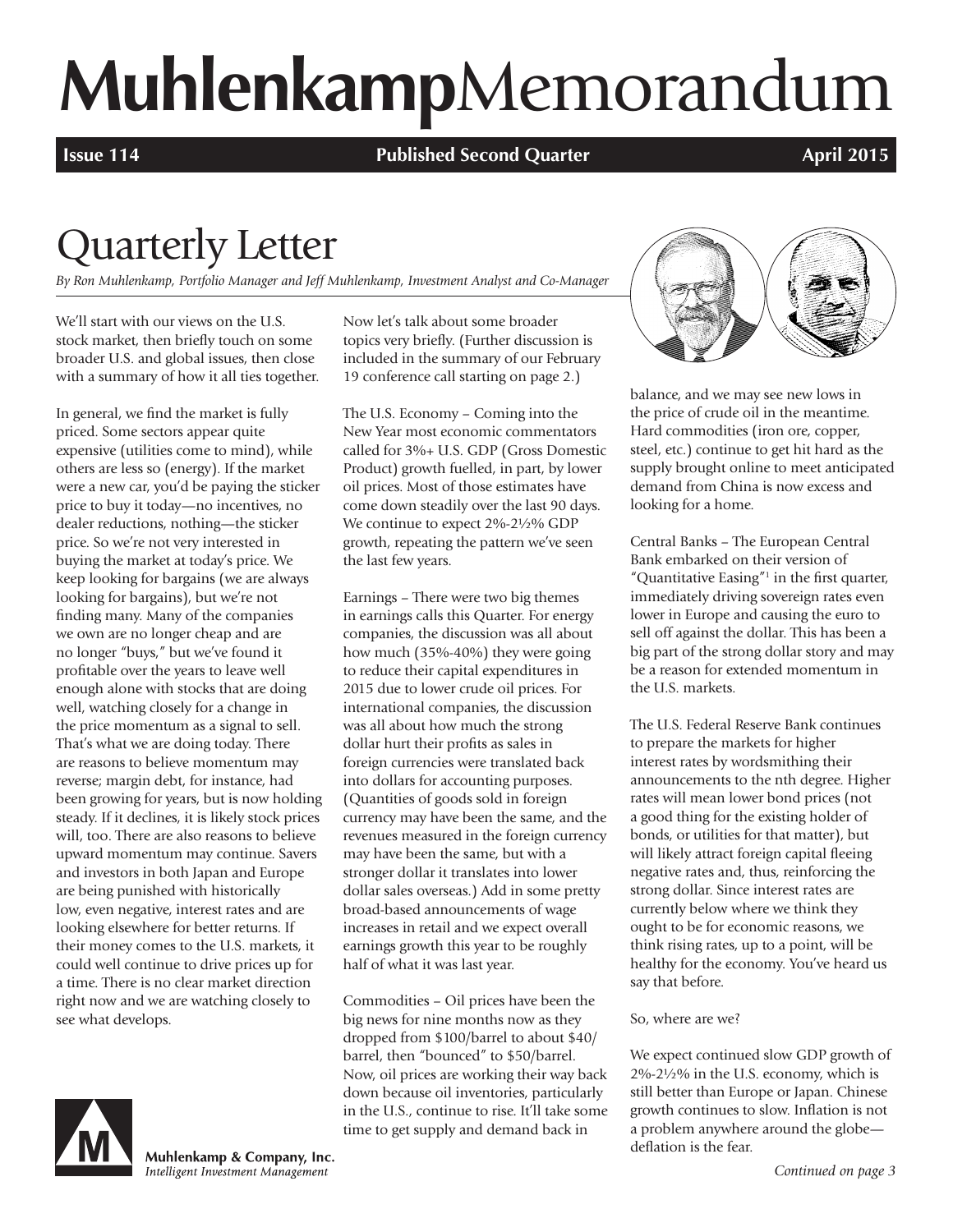# MuhlenkampMemorandum

**Issue 114** **Published Second Quarter** **April 2015**

## Quarterly Letter

*By Ron Muhlenkamp, Portfolio Manager and Jeff Muhlenkamp, Investment Analyst and Co-Manager*

We'll start with our views on the U.S. stock market, then briefly touch on some broader U.S. and global issues, then close with a summary of how it all ties together.

In general, we find the market is fully priced. Some sectors appear quite expensive (utilities come to mind), while others are less so (energy). If the market were a new car, you'd be paying the sticker price to buy it today—no incentives, no dealer reductions, nothing—the sticker price. So we're not very interested in buying the market at today's price. We keep looking for bargains (we are always looking for bargains), but we're not finding many. Many of the companies we own are no longer cheap and are no longer "buys," but we've found it profitable over the years to leave well enough alone with stocks that are doing well, watching closely for a change in the price momentum as a signal to sell. That's what we are doing today. There are reasons to believe momentum may reverse; margin debt, for instance, had been growing for years, but is now holding steady. If it declines, it is likely stock prices will, too. There are also reasons to believe upward momentum may continue. Savers and investors in both Japan and Europe are being punished with historically low, even negative, interest rates and are looking elsewhere for better returns. If their money comes to the U.S. markets, it could well continue to drive prices up for a time. There is no clear market direction right now and we are watching closely to see what develops.

Now let's talk about some broader topics very briefly. (Further discussion is included in the summary of our February 19 conference call starting on page 2.)

The U.S. Economy – Coming into the New Year most economic commentators called for 3%+ U.S. GDP (Gross Domestic Product) growth fuelled, in part, by lower oil prices. Most of those estimates have come down steadily over the last 90 days. We continue to expect 2%-2½% GDP growth, repeating the pattern we've seen the last few years.

Earnings – There were two big themes in earnings calls this Quarter. For energy companies, the discussion was all about how much (35%-40%) they were going to reduce their capital expenditures in 2015 due to lower crude oil prices. For international companies, the discussion was all about how much the strong dollar hurt their profits as sales in foreign currencies were translated back into dollars for accounting purposes. (Quantities of goods sold in foreign currency may have been the same, and the revenues measured in the foreign currency may have been the same, but with a stronger dollar it translates into lower dollar sales overseas.) Add in some pretty broad-based announcements of wage increases in retail and we expect overall earnings growth this year to be roughly half of what it was last year.

Commodities – Oil prices have been the big news for nine months now as they dropped from $100/barrel to about $40/barrel, then "bounced" to $50/barrel. Now, oil prices are working their way back down because oil inventories, particularly in the U.S., continue to rise. It'll take some time to get supply and demand back in balance, and we may see new lows in the price of crude oil in the meantime. Hard commodities (iron ore, copper, steel, etc.) continue to get hit hard as the supply brought online to meet anticipated demand from China is now excess and looking for a home.

Central Banks – The European Central Bank embarked on their version of "Quantitative Easing"[1] in the first quarter, immediately driving sovereign rates even lower in Europe and causing the euro to sell off against the dollar. This has been a big part of the strong dollar story and may be a reason for extended momentum in the U.S. markets.

The U.S. Federal Reserve Bank continues to prepare the markets for higher interest rates by wordsmithing their announcements to the nth degree. Higher rates will mean lower bond prices (not a good thing for the existing holder of bonds, or utilities for that matter), but will likely attract foreign capital fleeing negative rates and, thus, reinforcing the strong dollar. Since interest rates are currently below where we think they ought to be for economic reasons, we think rising rates, up to a point, will be healthy for the economy. You've heard us say that before.

So, where are we?

We expect continued slow GDP growth of 2%-2½% in the U.S. economy, which is still better than Europe or Japan. Chinese growth continues to slow. Inflation is not a problem anywhere around the globe—deflation is the fear.

*Continued on page 3*

**Muhlenkamp & Company, Inc.**
*Intelligent Investment Management*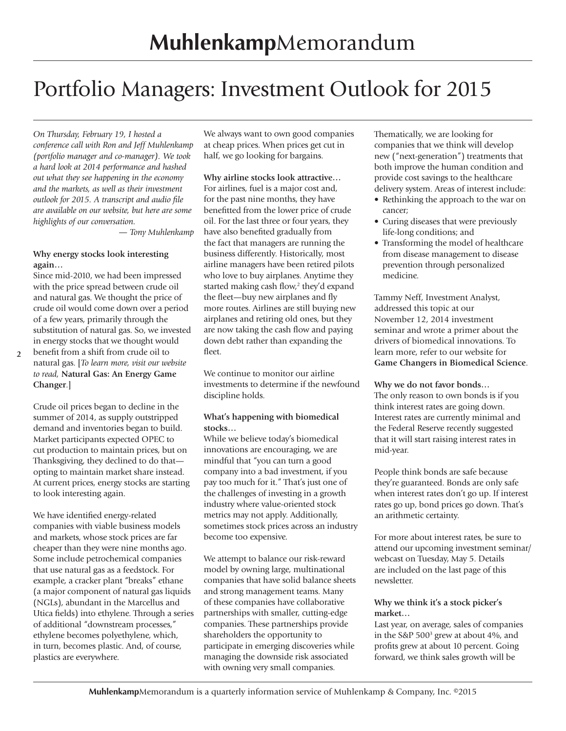# Portfolio Managers: Investment Outlook for 2015

*On Thursday, February 19, I hosted a conference call with Ron and Jeff Muhlenkamp (portfolio manager and co-manager). We took a hard look at 2014 performance and hashed out what they see happening in the economy and the markets, as well as their investment outlook for 2015. A transcript and audio file are available on our website, but here are some highlights of our conversation.*

*— Tony Muhlenkamp*

**Why energy stocks look interesting again…**

Since mid-2010, we had been impressed with the price spread between crude oil and natural gas. We thought the price of crude oil would come down over a period of a few years, primarily through the substitution of natural gas. So, we invested in energy stocks that we thought would benefit from a shift from crude oil to natural gas. [*To learn more, visit our website to read,* **Natural Gas: An Energy Game Changer**.]

Crude oil prices began to decline in the summer of 2014, as supply outstripped demand and inventories began to build. Market participants expected OPEC to cut production to maintain prices, but on Thanksgiving, they declined to do that—opting to maintain market share instead. At current prices, energy stocks are starting to look interesting again.

We have identified energy-related companies with viable business models and markets, whose stock prices are far cheaper than they were nine months ago. Some include petrochemical companies that use natural gas as a feedstock. For example, a cracker plant "breaks" ethane (a major component of natural gas liquids (NGLs), abundant in the Marcellus and Utica fields) into ethylene. Through a series of additional "downstream processes," ethylene becomes polyethylene, which, in turn, becomes plastic. And, of course, plastics are everywhere.

We always want to own good companies at cheap prices. When prices get cut in half, we go looking for bargains.

**Why airline stocks look attractive…**

For airlines, fuel is a major cost and, for the past nine months, they have benefitted from the lower price of crude oil. For the last three or four years, they have also benefited gradually from the fact that managers are running the business differently. Historically, most airline managers have been retired pilots who love to buy airplanes. Anytime they started making cash flow,[2] they'd expand the fleet—buy new airplanes and fly more routes. Airlines are still buying new airplanes and retiring old ones, but they are now taking the cash flow and paying down debt rather than expanding the fleet.

We continue to monitor our airline investments to determine if the newfound discipline holds.

**What's happening with biomedical stocks…**

While we believe today's biomedical innovations are encouraging, we are mindful that "you can turn a good company into a bad investment, if you pay too much for it." That's just one of the challenges of investing in a growth industry where value-oriented stock metrics may not apply. Additionally, sometimes stock prices across an industry become too expensive.

We attempt to balance our risk-reward model by owning large, multinational companies that have solid balance sheets and strong management teams. Many of these companies have collaborative partnerships with smaller, cutting-edge companies. These partnerships provide shareholders the opportunity to participate in emerging discoveries while managing the downside risk associated with owning very small companies.

Thematically, we are looking for companies that we think will develop new ("next-generation") treatments that both improve the human condition and provide cost savings to the healthcare delivery system. Areas of interest include:

- Rethinking the approach to the war on cancer;
- Curing diseases that were previously life-long conditions; and
- Transforming the model of healthcare from disease management to disease prevention through personalized medicine.

Tammy Neff, Investment Analyst, addressed this topic at our November 12, 2014 investment seminar and wrote a primer about the drivers of biomedical innovations. To learn more, refer to our website for **Game Changers in Biomedical Science**.

**Why we do not favor bonds…**

The only reason to own bonds is if you think interest rates are going down. Interest rates are currently minimal and the Federal Reserve recently suggested that it will start raising interest rates in mid-year.

People think bonds are safe because they're guaranteed. Bonds are only safe when interest rates don't go up. If interest rates go up, bond prices go down. That's an arithmetic certainty.

For more about interest rates, be sure to attend our upcoming investment seminar/webcast on Tuesday, May 5. Details are included on the last page of this newsletter.

**Why we think it's a stock picker's market…**

Last year, on average, sales of companies in the S&P 500[3] grew at about 4%, and profits grew at about 10 percent. Going forward, we think sales growth will be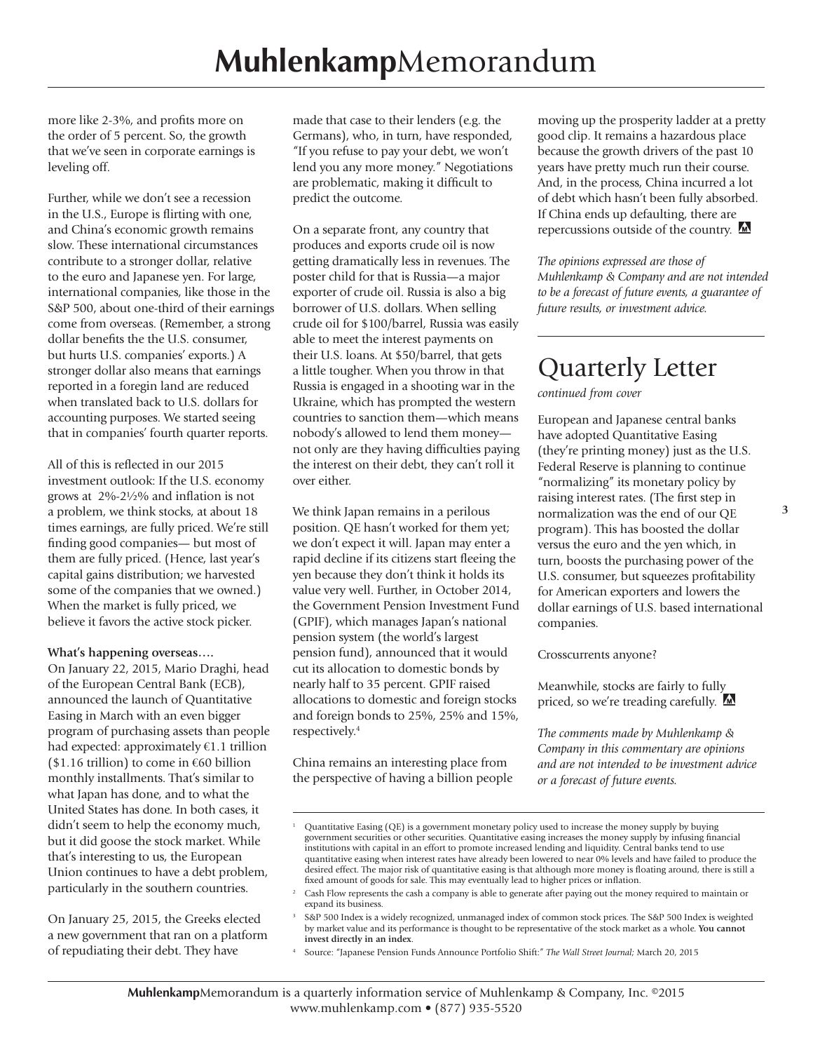more like 2-3%, and profits more on the order of 5 percent. So, the growth that we've seen in corporate earnings is leveling off.

Further, while we don't see a recession in the U.S., Europe is flirting with one, and China's economic growth remains slow. These international circumstances contribute to a stronger dollar, relative to the euro and Japanese yen. For large, international companies, like those in the S&P 500, about one-third of their earnings come from overseas. (Remember, a strong dollar benefits the the U.S. consumer, but hurts U.S. companies' exports.) A stronger dollar also means that earnings reported in a foregin land are reduced when translated back to U.S. dollars for accounting purposes. We started seeing that in companies' fourth quarter reports.

All of this is reflected in our 2015 investment outlook: If the U.S. economy grows at 2%-2½% and inflation is not a problem, we think stocks, at about 18 times earnings, are fully priced. We're still finding good companies— but most of them are fully priced. (Hence, last year's capital gains distribution; we harvested some of the companies that we owned.) When the market is fully priced, we believe it favors the active stock picker.

**What's happening overseas….**

On January 22, 2015, Mario Draghi, head of the European Central Bank (ECB), announced the launch of Quantitative Easing in March with an even bigger program of purchasing assets than people had expected: approximately €1.1 trillion ($1.16 trillion) to come in €60 billion monthly installments. That's similar to what Japan has done, and to what the United States has done. In both cases, it didn't seem to help the economy much, but it did goose the stock market. While that's interesting to us, the European Union continues to have a debt problem, particularly in the southern countries.

On January 25, 2015, the Greeks elected a new government that ran on a platform of repudiating their debt. They have made that case to their lenders (e.g. the Germans), who, in turn, have responded, "If you refuse to pay your debt, we won't lend you any more money." Negotiations are problematic, making it difficult to predict the outcome.

On a separate front, any country that produces and exports crude oil is now getting dramatically less in revenues. The poster child for that is Russia—a major exporter of crude oil. Russia is also a big borrower of U.S. dollars. When selling crude oil for $100/barrel, Russia was easily able to meet the interest payments on their U.S. loans. At $50/barrel, that gets a little tougher. When you throw in that Russia is engaged in a shooting war in the Ukraine, which has prompted the western countries to sanction them—which means nobody's allowed to lend them money— not only are they having difficulties paying the interest on their debt, they can't roll it over either.

We think Japan remains in a perilous position. QE hasn't worked for them yet; we don't expect it will. Japan may enter a rapid decline if its citizens start fleeing the yen because they don't think it holds its value very well. Further, in October 2014, the Government Pension Investment Fund (GPIF), which manages Japan's national pension system (the world's largest pension fund), announced that it would cut its allocation to domestic bonds by nearly half to 35 percent. GPIF raised allocations to domestic and foreign stocks and foreign bonds to 25%, 25% and 15%, respectively.[4]

China remains an interesting place from the perspective of having a billion people moving up the prosperity ladder at a pretty good clip. It remains a hazardous place because the growth drivers of the past 10 years have pretty much run their course. And, in the process, China incurred a lot of debt which hasn't been fully absorbed. If China ends up defaulting, there are repercussions outside of the country.

*The opinions expressed are those of Muhlenkamp & Company and are not intended to be a forecast of future events, a guarantee of future results, or investment advice.*

# Quarterly Letter

*continued from cover*

European and Japanese central banks have adopted Quantitative Easing (they're printing money) just as the U.S. Federal Reserve is planning to continue "normalizing" its monetary policy by raising interest rates. (The first step in normalization was the end of our QE program). This has boosted the dollar versus the euro and the yen which, in turn, boosts the purchasing power of the U.S. consumer, but squeezes profitability for American exporters and lowers the dollar earnings of U.S. based international companies.

Crosscurrents anyone?

Meanwhile, stocks are fairly to fully priced, so we're treading carefully.

*The comments made by Muhlenkamp & Company in this commentary are opinions and are not intended to be investment advice or a forecast of future events.*

---

[1] Quantitative Easing (QE) is a government monetary policy used to increase the money supply by buying government securities or other securities. Quantitative easing increases the money supply by infusing financial institutions with capital in an effort to promote increased lending and liquidity. Central banks tend to use quantitative easing when interest rates have already been lowered to near 0% levels and have failed to produce the desired effect. The major risk of quantitative easing is that although more money is floating around, there is still a fixed amount of goods for sale. This may eventually lead to higher prices or inflation.

[2] Cash Flow represents the cash a company is able to generate after paying out the money required to maintain or expand its business.

[3] S&P 500 Index is a widely recognized, unmanaged index of common stock prices. The S&P 500 Index is weighted by market value and its performance is thought to be representative of the stock market as a whole. **You cannot invest directly in an index**.

[4] Source: "Japanese Pension Funds Announce Portfolio Shift:" *The Wall Street Journal;* March 20, 2015

**Muhlenkamp**Memorandum is a quarterly information service of Muhlenkamp & Company, Inc. ©2015
www.muhlenkamp.com • (877) 935-5520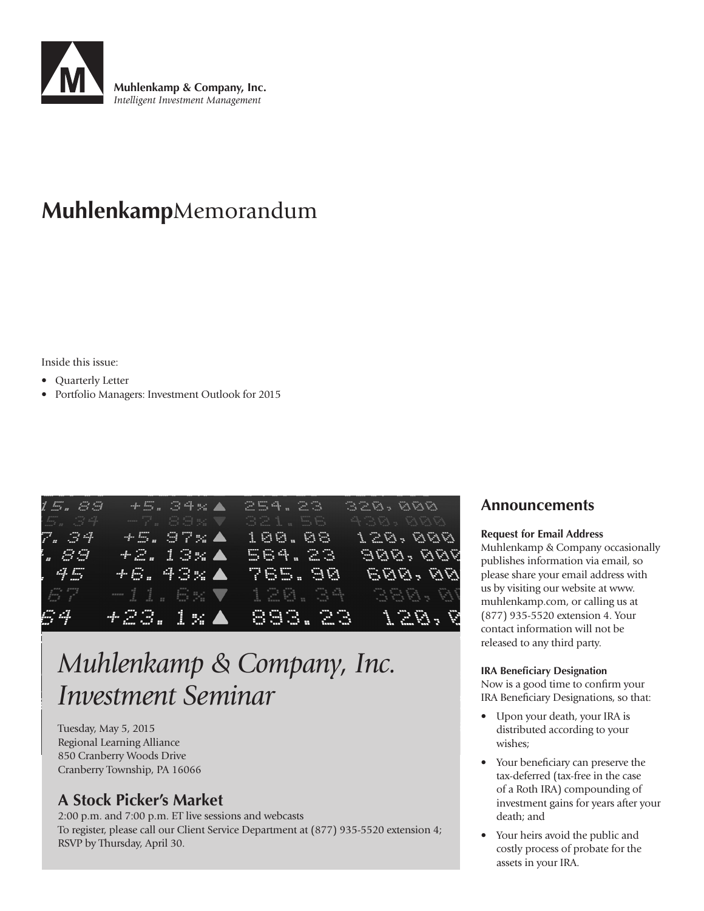Muhlenkamp & Company, Inc.
*Intelligent Investment Management*

# **Muhlenkamp**Memorandum

Inside this issue:

- Quarterly Letter
- Portfolio Managers: Investment Outlook for 2015

## *Muhlenkamp & Company, Inc. Investment Seminar*

Tuesday, May 5, 2015
Regional Learning Alliance
850 Cranberry Woods Drive
Cranberry Township, PA 16066

### A Stock Picker's Market

2:00 p.m. and 7:00 p.m. ET live sessions and webcasts
To register, please call our Client Service Department at (877) 935-5520 extension 4; RSVP by Thursday, April 30.

## Announcements

**Request for Email Address**
Muhlenkamp & Company occasionally publishes information via email, so please share your email address with us by visiting our website at www.muhlenkamp.com, or calling us at (877) 935-5520 extension 4. Your contact information will not be released to any third party.

**IRA Beneficiary Designation**
Now is a good time to confirm your IRA Beneficiary Designations, so that:

- Upon your death, your IRA is distributed according to your wishes;
- Your beneficiary can preserve the tax-deferred (tax-free in the case of a Roth IRA) compounding of investment gains for years after your death; and
- Your heirs avoid the public and costly process of probate for the assets in your IRA.